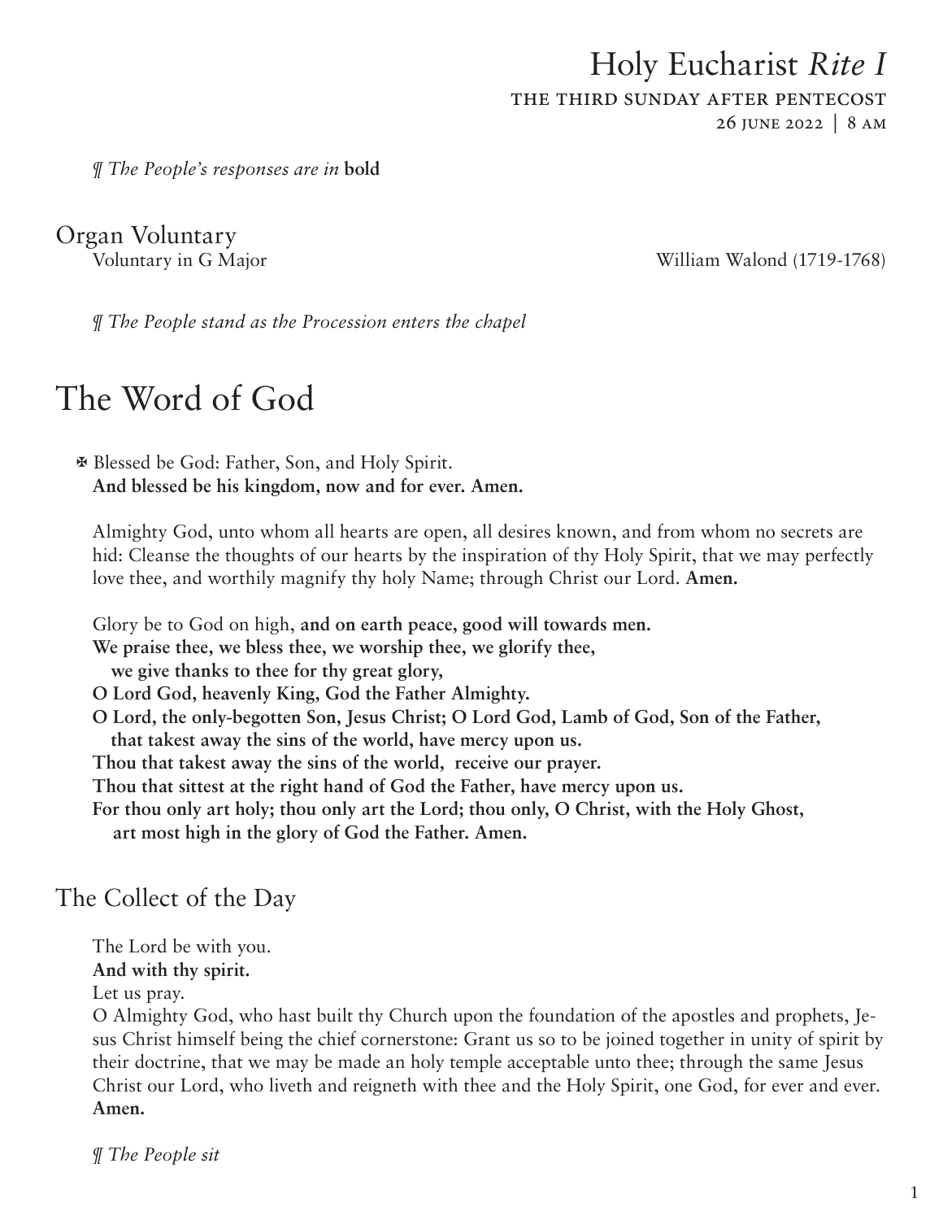# Holy Eucharist *Rite I*

THE THIRD SUNDAY AFTER PENTECOST

26 JUNE 2022 | 8 AM

*¶ The People's responses are in* **bold**

## Organ Voluntary

Voluntary in G Major — William Walond (1719-1768)

*¶ The People stand as the Procession enters the chapel*

# The Word of God

✠ Blessed be God: Father, Son, and Holy Spirit.
**And blessed be his kingdom, now and for ever. Amen.**

Almighty God, unto whom all hearts are open, all desires known, and from whom no secrets are hid: Cleanse the thoughts of our hearts by the inspiration of thy Holy Spirit, that we may perfectly love thee, and worthily magnify thy holy Name; through Christ our Lord. **Amen.**

Glory be to God on high, **and on earth peace, good will towards men.**
**We praise thee, we bless thee, we worship thee, we glorify thee,**
**we give thanks to thee for thy great glory,**
**O Lord God, heavenly King, God the Father Almighty.**
**O Lord, the only-begotten Son, Jesus Christ; O Lord God, Lamb of God, Son of the Father,**
**that takest away the sins of the world, have mercy upon us.**
**Thou that takest away the sins of the world, receive our prayer.**
**Thou that sittest at the right hand of God the Father, have mercy upon us.**
**For thou only art holy; thou only art the Lord; thou only, O Christ, with the Holy Ghost,**
**art most high in the glory of God the Father. Amen.**

## The Collect of the Day

The Lord be with you.
**And with thy spirit.**
Let us pray.
O Almighty God, who hast built thy Church upon the foundation of the apostles and prophets, Jesus Christ himself being the chief cornerstone: Grant us so to be joined together in unity of spirit by their doctrine, that we may be made an holy temple acceptable unto thee; through the same Jesus Christ our Lord, who liveth and reigneth with thee and the Holy Spirit, one God, for ever and ever. **Amen.**

*¶ The People sit*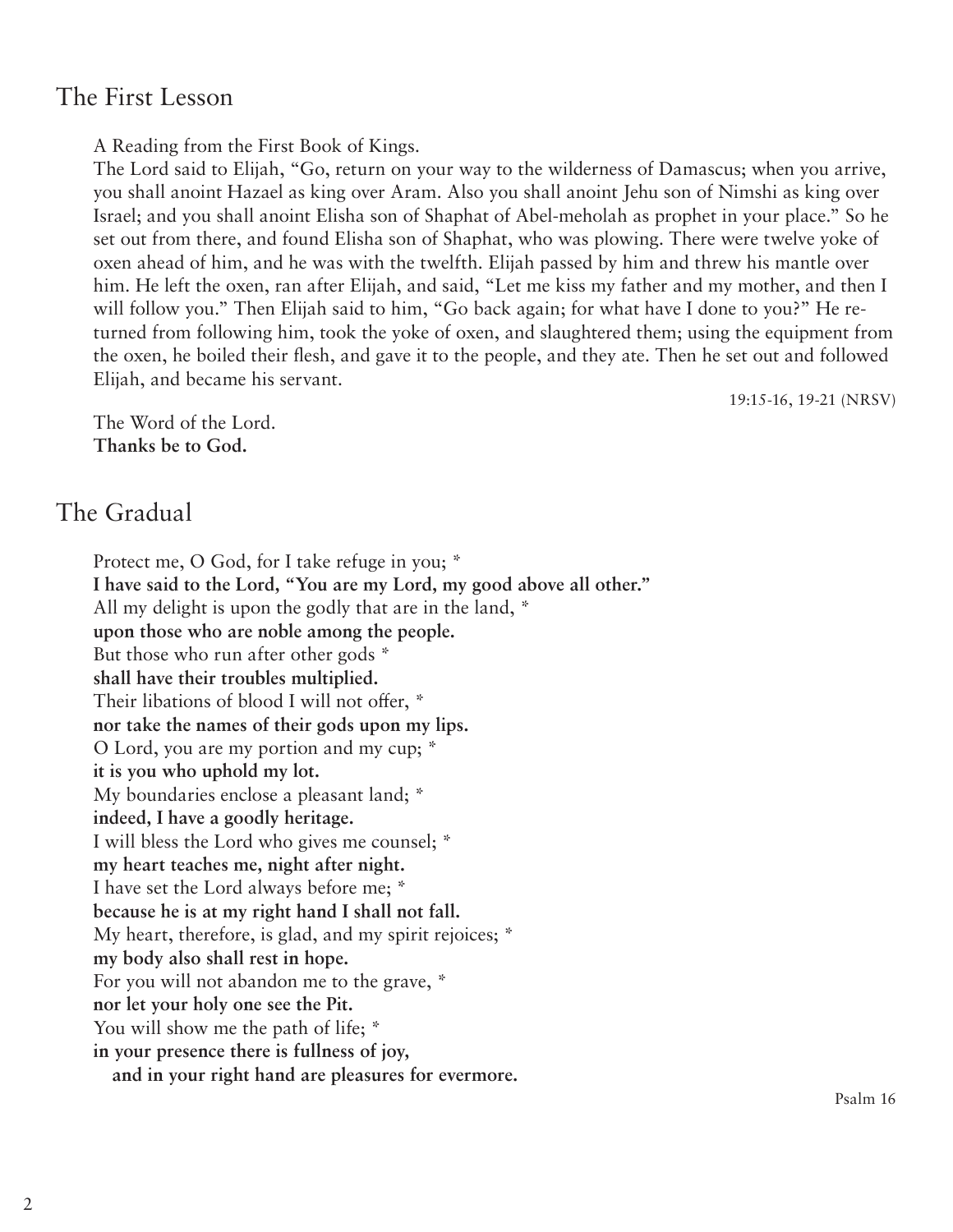## The First Lesson

A Reading from the First Book of Kings.

The Lord said to Elijah, "Go, return on your way to the wilderness of Damascus; when you arrive, you shall anoint Hazael as king over Aram. Also you shall anoint Jehu son of Nimshi as king over Israel; and you shall anoint Elisha son of Shaphat of Abel-meholah as prophet in your place." So he set out from there, and found Elisha son of Shaphat, who was plowing. There were twelve yoke of oxen ahead of him, and he was with the twelfth. Elijah passed by him and threw his mantle over him. He left the oxen, ran after Elijah, and said, "Let me kiss my father and my mother, and then I will follow you." Then Elijah said to him, "Go back again; for what have I done to you?" He returned from following him, took the yoke of oxen, and slaughtered them; using the equipment from the oxen, he boiled their flesh, and gave it to the people, and they ate. Then he set out and followed Elijah, and became his servant.

19:15-16, 19-21 (NRSV)

The Word of the Lord.
**Thanks be to God.**

## The Gradual

Protect me, O God, for I take refuge in you; *
**I have said to the Lord, "You are my Lord, my good above all other."**
All my delight is upon the godly that are in the land, *
**upon those who are noble among the people.**
But those who run after other gods *
**shall have their troubles multiplied.**
Their libations of blood I will not offer, *
**nor take the names of their gods upon my lips.**
O Lord, you are my portion and my cup; *
**it is you who uphold my lot.**
My boundaries enclose a pleasant land; *
**indeed, I have a goodly heritage.**
I will bless the Lord who gives me counsel; *
**my heart teaches me, night after night.**
I have set the Lord always before me; *
**because he is at my right hand I shall not fall.**
My heart, therefore, is glad, and my spirit rejoices; *
**my body also shall rest in hope.**
For you will not abandon me to the grave, *
**nor let your holy one see the Pit.**
You will show me the path of life; *
**in your presence there is fullness of joy,**
**and in your right hand are pleasures for evermore.**

Psalm 16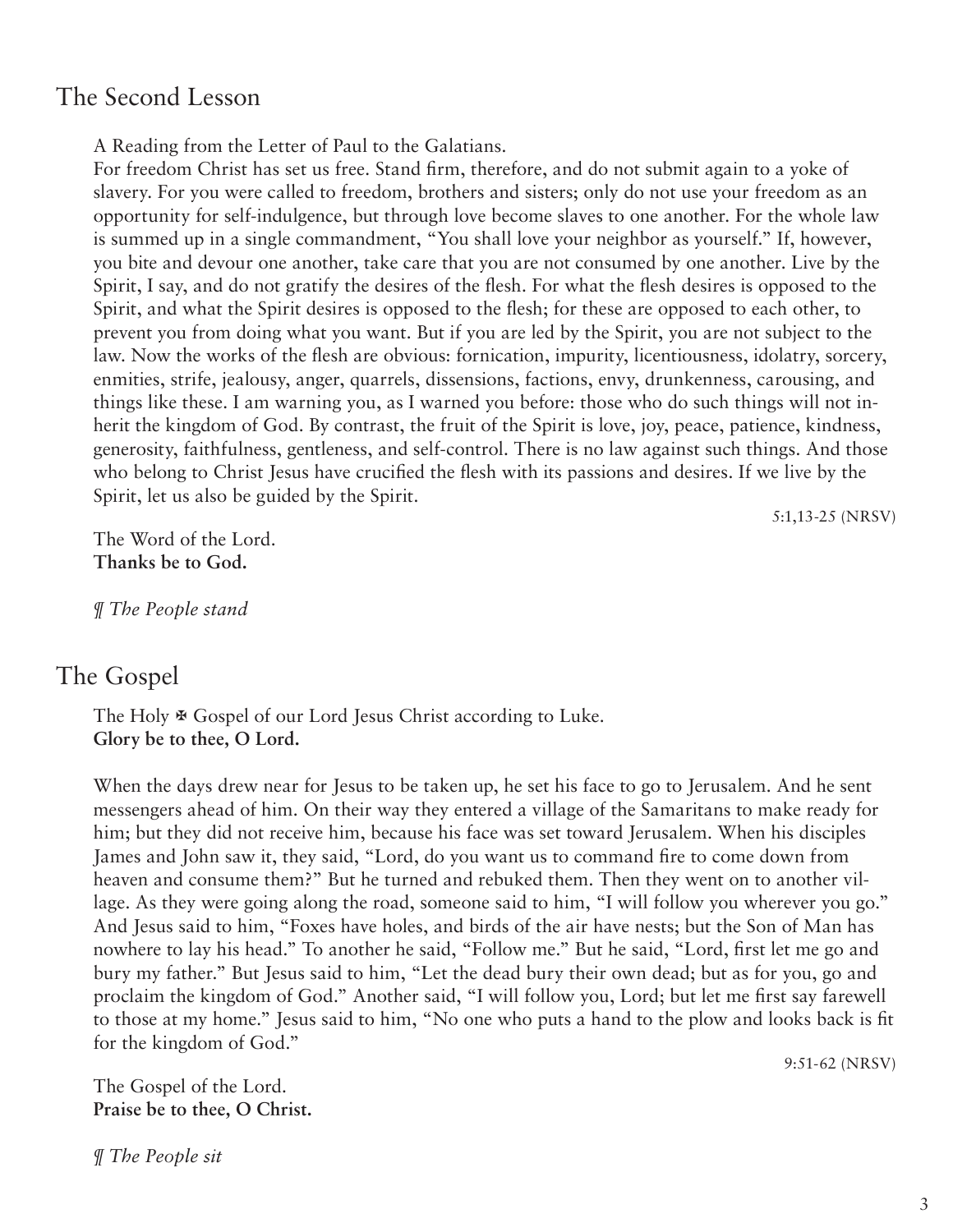## The Second Lesson

A Reading from the Letter of Paul to the Galatians.
For freedom Christ has set us free. Stand firm, therefore, and do not submit again to a yoke of slavery. For you were called to freedom, brothers and sisters; only do not use your freedom as an opportunity for self-indulgence, but through love become slaves to one another. For the whole law is summed up in a single commandment, "You shall love your neighbor as yourself." If, however, you bite and devour one another, take care that you are not consumed by one another. Live by the Spirit, I say, and do not gratify the desires of the flesh. For what the flesh desires is opposed to the Spirit, and what the Spirit desires is opposed to the flesh; for these are opposed to each other, to prevent you from doing what you want. But if you are led by the Spirit, you are not subject to the law. Now the works of the flesh are obvious: fornication, impurity, licentiousness, idolatry, sorcery, enmities, strife, jealousy, anger, quarrels, dissensions, factions, envy, drunkenness, carousing, and things like these. I am warning you, as I warned you before: those who do such things will not inherit the kingdom of God. By contrast, the fruit of the Spirit is love, joy, peace, patience, kindness, generosity, faithfulness, gentleness, and self-control. There is no law against such things. And those who belong to Christ Jesus have crucified the flesh with its passions and desires. If we live by the Spirit, let us also be guided by the Spirit.

5:1,13-25 (NRSV)

The Word of the Lord.
**Thanks be to God.**

*¶ The People stand*

## The Gospel

The Holy ✠ Gospel of our Lord Jesus Christ according to Luke.
**Glory be to thee, O Lord.**

When the days drew near for Jesus to be taken up, he set his face to go to Jerusalem. And he sent messengers ahead of him. On their way they entered a village of the Samaritans to make ready for him; but they did not receive him, because his face was set toward Jerusalem. When his disciples James and John saw it, they said, "Lord, do you want us to command fire to come down from heaven and consume them?" But he turned and rebuked them. Then they went on to another village. As they were going along the road, someone said to him, "I will follow you wherever you go." And Jesus said to him, "Foxes have holes, and birds of the air have nests; but the Son of Man has nowhere to lay his head." To another he said, "Follow me." But he said, "Lord, first let me go and bury my father." But Jesus said to him, "Let the dead bury their own dead; but as for you, go and proclaim the kingdom of God." Another said, "I will follow you, Lord; but let me first say farewell to those at my home." Jesus said to him, "No one who puts a hand to the plow and looks back is fit for the kingdom of God."

9:51-62 (NRSV)

The Gospel of the Lord.
**Praise be to thee, O Christ.**

*¶ The People sit*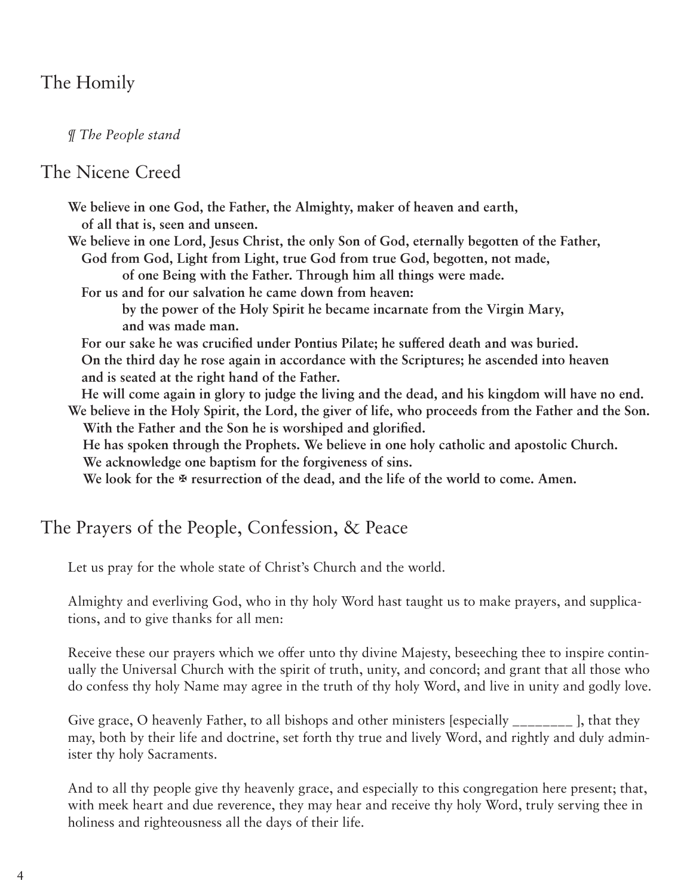## The Homily

*¶ The People stand*

## The Nicene Creed

**We believe in one God, the Father, the Almighty, maker of heaven and earth,**
**of all that is, seen and unseen.**
**We believe in one Lord, Jesus Christ, the only Son of God, eternally begotten of the Father,**
**God from God, Light from Light, true God from true God, begotten, not made,**
**of one Being with the Father. Through him all things were made.**
**For us and for our salvation he came down from heaven:**
**by the power of the Holy Spirit he became incarnate from the Virgin Mary,**
**and was made man.**
**For our sake he was crucified under Pontius Pilate; he suffered death and was buried.**
**On the third day he rose again in accordance with the Scriptures; he ascended into heaven**
**and is seated at the right hand of the Father.**
**He will come again in glory to judge the living and the dead, and his kingdom will have no end.**
**We believe in the Holy Spirit, the Lord, the giver of life, who proceeds from the Father and the Son.**
**With the Father and the Son he is worshiped and glorified.**
**He has spoken through the Prophets. We believe in one holy catholic and apostolic Church.**
**We acknowledge one baptism for the forgiveness of sins.**
**We look for the ✠ resurrection of the dead, and the life of the world to come. Amen.**

## The Prayers of the People, Confession, & Peace

Let us pray for the whole state of Christ's Church and the world.

Almighty and everliving God, who in thy holy Word hast taught us to make prayers, and supplications, and to give thanks for all men:

Receive these our prayers which we offer unto thy divine Majesty, beseeching thee to inspire continually the Universal Church with the spirit of truth, unity, and concord; and grant that all those who do confess thy holy Name may agree in the truth of thy holy Word, and live in unity and godly love.

Give grace, O heavenly Father, to all bishops and other ministers [especially ________ ], that they may, both by their life and doctrine, set forth thy true and lively Word, and rightly and duly administer thy holy Sacraments.

And to all thy people give thy heavenly grace, and especially to this congregation here present; that, with meek heart and due reverence, they may hear and receive thy holy Word, truly serving thee in holiness and righteousness all the days of their life.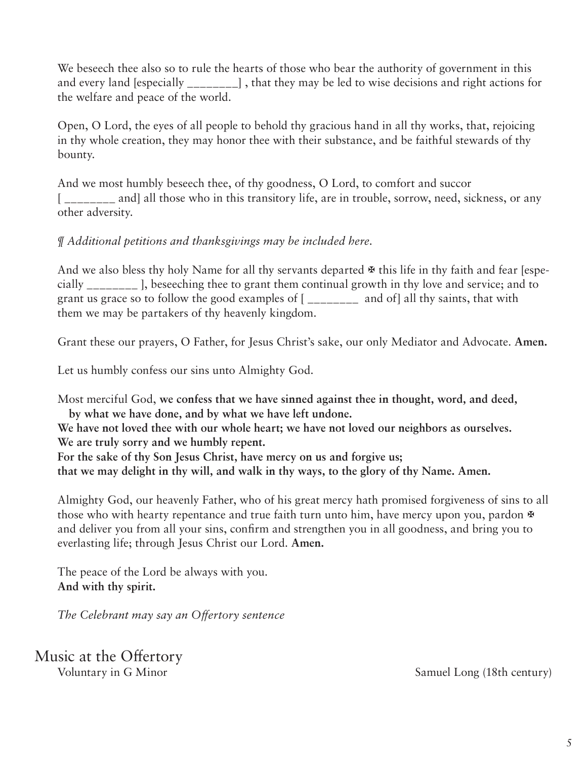We beseech thee also so to rule the hearts of those who bear the authority of government in this and every land [especially ________] , that they may be led to wise decisions and right actions for the welfare and peace of the world.

Open, O Lord, the eyes of all people to behold thy gracious hand in all thy works, that, rejoicing in thy whole creation, they may honor thee with their substance, and be faithful stewards of thy bounty.

And we most humbly beseech thee, of thy goodness, O Lord, to comfort and succor [ ________ and] all those who in this transitory life, are in trouble, sorrow, need, sickness, or any other adversity.

*¶ Additional petitions and thanksgivings may be included here.*

And we also bless thy holy Name for all thy servants departed ✠ this life in thy faith and fear [especially ________ ], beseeching thee to grant them continual growth in thy love and service; and to grant us grace so to follow the good examples of [ ________ and of] all thy saints, that with them we may be partakers of thy heavenly kingdom.

Grant these our prayers, O Father, for Jesus Christ's sake, our only Mediator and Advocate. **Amen.**

Let us humbly confess our sins unto Almighty God.

Most merciful God, **we confess that we have sinned against thee in thought, word, and deed, by what we have done, and by what we have left undone.**
**We have not loved thee with our whole heart; we have not loved our neighbors as ourselves.**
**We are truly sorry and we humbly repent.**
**For the sake of thy Son Jesus Christ, have mercy on us and forgive us;**
**that we may delight in thy will, and walk in thy ways, to the glory of thy Name. Amen.**

Almighty God, our heavenly Father, who of his great mercy hath promised forgiveness of sins to all those who with hearty repentance and true faith turn unto him, have mercy upon you, pardon ✠ and deliver you from all your sins, confirm and strengthen you in all goodness, and bring you to everlasting life; through Jesus Christ our Lord. **Amen.**

The peace of the Lord be always with you.
**And with thy spirit.**

*The Celebrant may say an Offertory sentence*

## Music at the Offertory

Voluntary in G Minor — Samuel Long (18th century)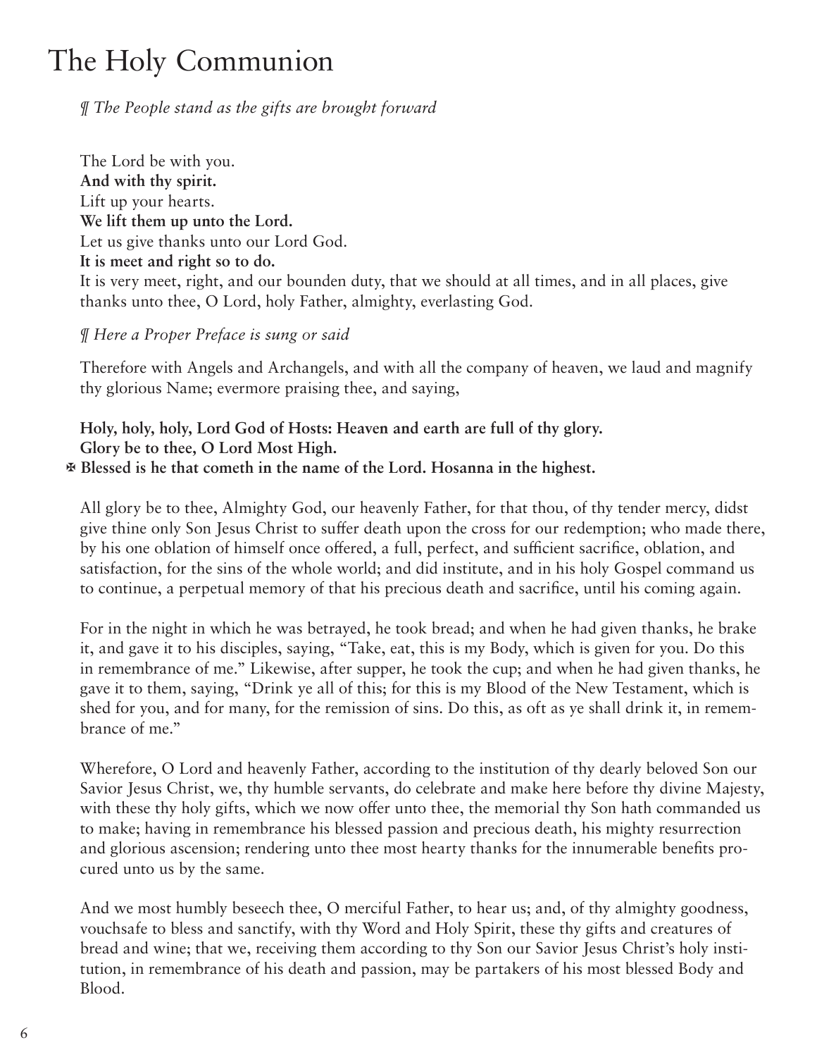# The Holy Communion

*¶ The People stand as the gifts are brought forward*

The Lord be with you.
**And with thy spirit.**
Lift up your hearts.
**We lift them up unto the Lord.**
Let us give thanks unto our Lord God.
**It is meet and right so to do.**
It is very meet, right, and our bounden duty, that we should at all times, and in all places, give thanks unto thee, O Lord, holy Father, almighty, everlasting God.

*¶ Here a Proper Preface is sung or said*

Therefore with Angels and Archangels, and with all the company of heaven, we laud and magnify thy glorious Name; evermore praising thee, and saying,

**Holy, holy, holy, Lord God of Hosts: Heaven and earth are full of thy glory.**
**Glory be to thee, O Lord Most High.**
✠ **Blessed is he that cometh in the name of the Lord. Hosanna in the highest.**

All glory be to thee, Almighty God, our heavenly Father, for that thou, of thy tender mercy, didst give thine only Son Jesus Christ to suffer death upon the cross for our redemption; who made there, by his one oblation of himself once offered, a full, perfect, and sufficient sacrifice, oblation, and satisfaction, for the sins of the whole world; and did institute, and in his holy Gospel command us to continue, a perpetual memory of that his precious death and sacrifice, until his coming again.

For in the night in which he was betrayed, he took bread; and when he had given thanks, he brake it, and gave it to his disciples, saying, "Take, eat, this is my Body, which is given for you. Do this in remembrance of me." Likewise, after supper, he took the cup; and when he had given thanks, he gave it to them, saying, "Drink ye all of this; for this is my Blood of the New Testament, which is shed for you, and for many, for the remission of sins. Do this, as oft as ye shall drink it, in remembrance of me."

Wherefore, O Lord and heavenly Father, according to the institution of thy dearly beloved Son our Savior Jesus Christ, we, thy humble servants, do celebrate and make here before thy divine Majesty, with these thy holy gifts, which we now offer unto thee, the memorial thy Son hath commanded us to make; having in remembrance his blessed passion and precious death, his mighty resurrection and glorious ascension; rendering unto thee most hearty thanks for the innumerable benefits procured unto us by the same.

And we most humbly beseech thee, O merciful Father, to hear us; and, of thy almighty goodness, vouchsafe to bless and sanctify, with thy Word and Holy Spirit, these thy gifts and creatures of bread and wine; that we, receiving them according to thy Son our Savior Jesus Christ's holy institution, in remembrance of his death and passion, may be partakers of his most blessed Body and Blood.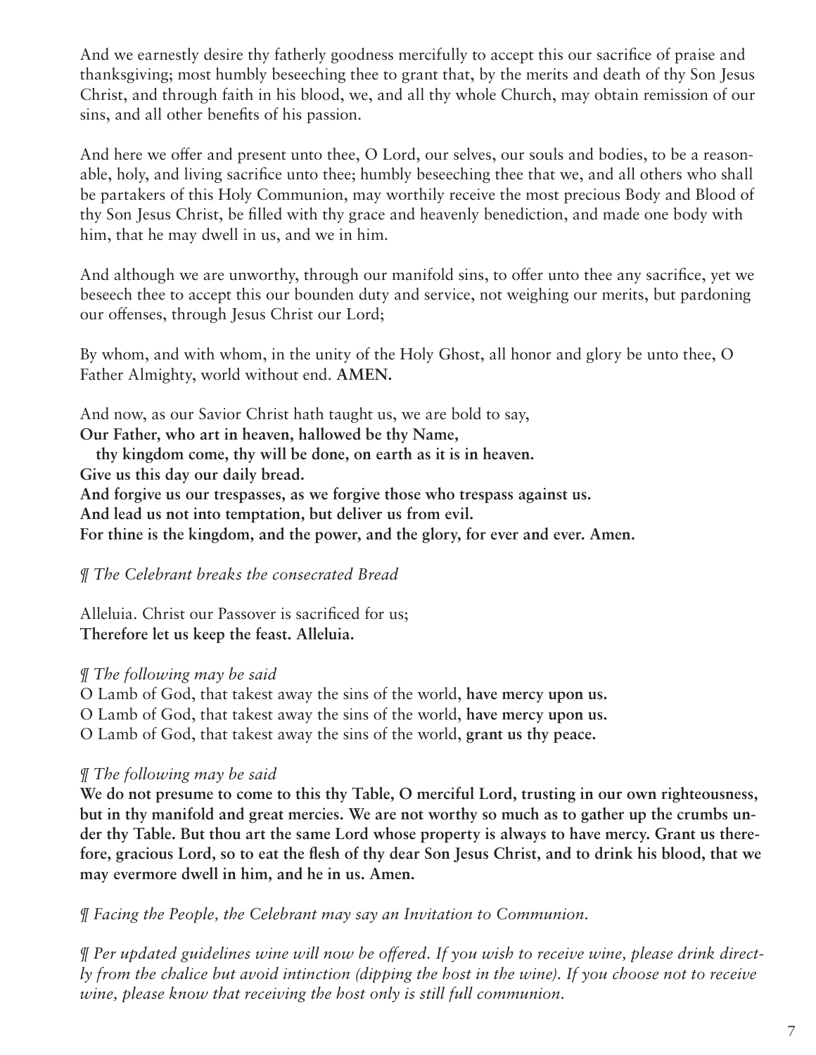And we earnestly desire thy fatherly goodness mercifully to accept this our sacrifice of praise and thanksgiving; most humbly beseeching thee to grant that, by the merits and death of thy Son Jesus Christ, and through faith in his blood, we, and all thy whole Church, may obtain remission of our sins, and all other benefits of his passion.

And here we offer and present unto thee, O Lord, our selves, our souls and bodies, to be a reasonable, holy, and living sacrifice unto thee; humbly beseeching thee that we, and all others who shall be partakers of this Holy Communion, may worthily receive the most precious Body and Blood of thy Son Jesus Christ, be filled with thy grace and heavenly benediction, and made one body with him, that he may dwell in us, and we in him.

And although we are unworthy, through our manifold sins, to offer unto thee any sacrifice, yet we beseech thee to accept this our bounden duty and service, not weighing our merits, but pardoning our offenses, through Jesus Christ our Lord;

By whom, and with whom, in the unity of the Holy Ghost, all honor and glory be unto thee, O Father Almighty, world without end. **AMEN.**

And now, as our Savior Christ hath taught us, we are bold to say,
**Our Father, who art in heaven, hallowed be thy Name,**
**thy kingdom come, thy will be done, on earth as it is in heaven.**
**Give us this day our daily bread.**
**And forgive us our trespasses, as we forgive those who trespass against us.**
**And lead us not into temptation, but deliver us from evil.**
**For thine is the kingdom, and the power, and the glory, for ever and ever. Amen.**

*¶ The Celebrant breaks the consecrated Bread*

Alleluia. Christ our Passover is sacrificed for us;
**Therefore let us keep the feast. Alleluia.**

*¶ The following may be said*
O Lamb of God, that takest away the sins of the world, **have mercy upon us.**
O Lamb of God, that takest away the sins of the world, **have mercy upon us.**
O Lamb of God, that takest away the sins of the world, **grant us thy peace.**

*¶ The following may be said*
**We do not presume to come to this thy Table, O merciful Lord, trusting in our own righteousness, but in thy manifold and great mercies. We are not worthy so much as to gather up the crumbs under thy Table. But thou art the same Lord whose property is always to have mercy. Grant us therefore, gracious Lord, so to eat the flesh of thy dear Son Jesus Christ, and to drink his blood, that we may evermore dwell in him, and he in us. Amen.**

*¶ Facing the People, the Celebrant may say an Invitation to Communion.*

*¶ Per updated guidelines wine will now be offered. If you wish to receive wine, please drink directly from the chalice but avoid intinction (dipping the host in the wine). If you choose not to receive wine, please know that receiving the host only is still full communion.*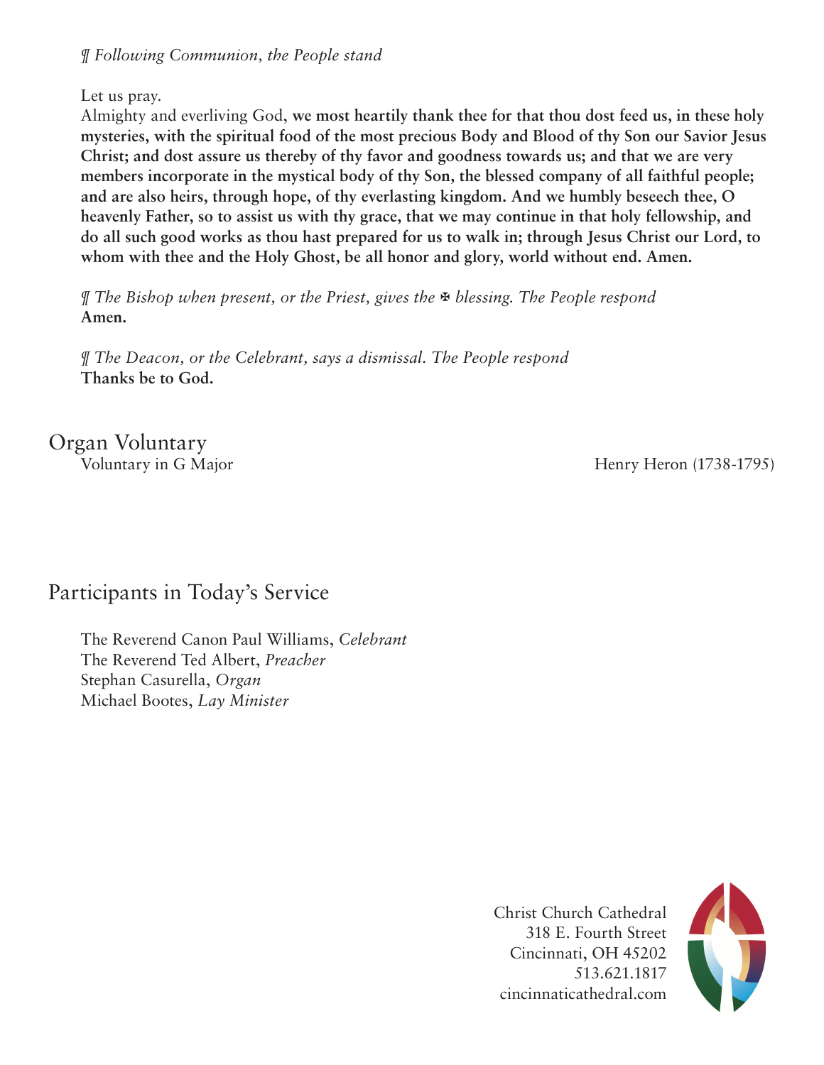*¶ Following Communion, the People stand*

Let us pray.
Almighty and everliving God, **we most heartily thank thee for that thou dost feed us, in these holy mysteries, with the spiritual food of the most precious Body and Blood of thy Son our Savior Jesus Christ; and dost assure us thereby of thy favor and goodness towards us; and that we are very members incorporate in the mystical body of thy Son, the blessed company of all faithful people; and are also heirs, through hope, of thy everlasting kingdom. And we humbly beseech thee, O heavenly Father, so to assist us with thy grace, that we may continue in that holy fellowship, and do all such good works as thou hast prepared for us to walk in; through Jesus Christ our Lord, to whom with thee and the Holy Ghost, be all honor and glory, world without end. Amen.**

*¶ The Bishop when present, or the Priest, gives the ✠ blessing. The People respond*
**Amen.**

*¶ The Deacon, or the Celebrant, says a dismissal. The People respond*
**Thanks be to God.**

## Organ Voluntary

Voluntary in G Major — Henry Heron (1738-1795)

## Participants in Today's Service

The Reverend Canon Paul Williams, *Celebrant*
The Reverend Ted Albert, *Preacher*
Stephan Casurella, *Organ*
Michael Bootes, *Lay Minister*

Christ Church Cathedral
318 E. Fourth Street
Cincinnati, OH 45202
513.621.1817
cincinnaticathedral.com